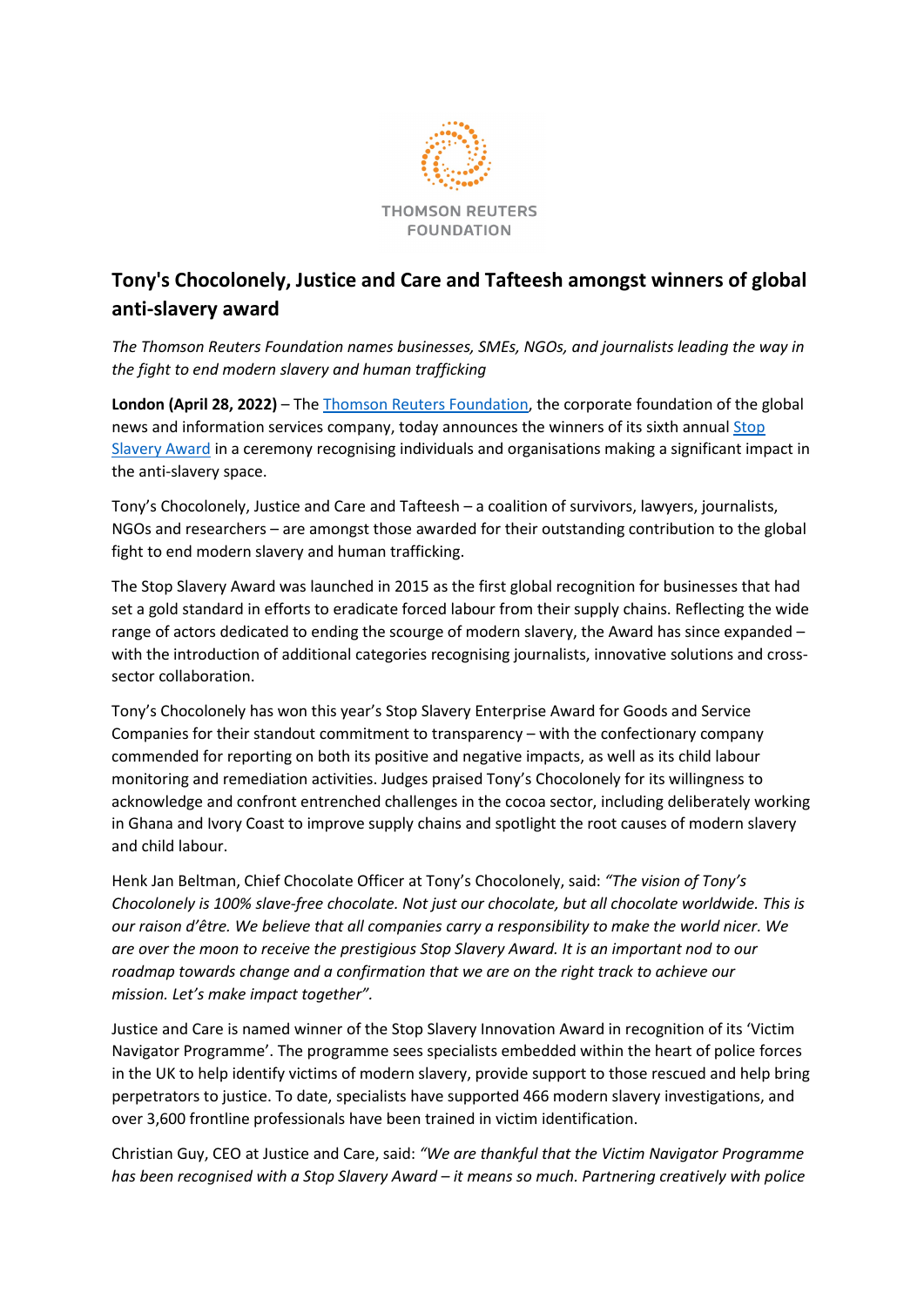THOMSON REUTERS FOUNDATION

# Tony's Chocolonely, Justice and Care and Tafteesh amongst winners of global anti-slavery award

*The Thomson Reuters Foundation names businesses, SMEs, NGOs, and journalists leading the way in the fight to end modern slavery and human trafficking*

**London (April 28, 2022)** – The Thomson Reuters Foundation, the corporate foundation of the global news and information services company, today announces the winners of its sixth annual Stop Slavery Award in a ceremony recognising individuals and organisations making a significant impact in the anti-slavery space.

Tony's Chocolonely, Justice and Care and Tafteesh – a coalition of survivors, lawyers, journalists, NGOs and researchers – are amongst those awarded for their outstanding contribution to the global fight to end modern slavery and human trafficking.

The Stop Slavery Award was launched in 2015 as the first global recognition for businesses that had set a gold standard in efforts to eradicate forced labour from their supply chains. Reflecting the wide range of actors dedicated to ending the scourge of modern slavery, the Award has since expanded – with the introduction of additional categories recognising journalists, innovative solutions and cross-sector collaboration.

Tony's Chocolonely has won this year's Stop Slavery Enterprise Award for Goods and Service Companies for their standout commitment to transparency – with the confectionary company commended for reporting on both its positive and negative impacts, as well as its child labour monitoring and remediation activities. Judges praised Tony's Chocolonely for its willingness to acknowledge and confront entrenched challenges in the cocoa sector, including deliberately working in Ghana and Ivory Coast to improve supply chains and spotlight the root causes of modern slavery and child labour.

Henk Jan Beltman, Chief Chocolate Officer at Tony's Chocolonely, said: *"The vision of Tony's Chocolonely is 100% slave-free chocolate. Not just our chocolate, but all chocolate worldwide. This is our raison d'être. We believe that all companies carry a responsibility to make the world nicer. We are over the moon to receive the prestigious Stop Slavery Award. It is an important nod to our roadmap towards change and a confirmation that we are on the right track to achieve our mission. Let's make impact together".*

Justice and Care is named winner of the Stop Slavery Innovation Award in recognition of its 'Victim Navigator Programme'. The programme sees specialists embedded within the heart of police forces in the UK to help identify victims of modern slavery, provide support to those rescued and help bring perpetrators to justice. To date, specialists have supported 466 modern slavery investigations, and over 3,600 frontline professionals have been trained in victim identification.

Christian Guy, CEO at Justice and Care, said: *"We are thankful that the Victim Navigator Programme has been recognised with a Stop Slavery Award – it means so much. Partnering creatively with police*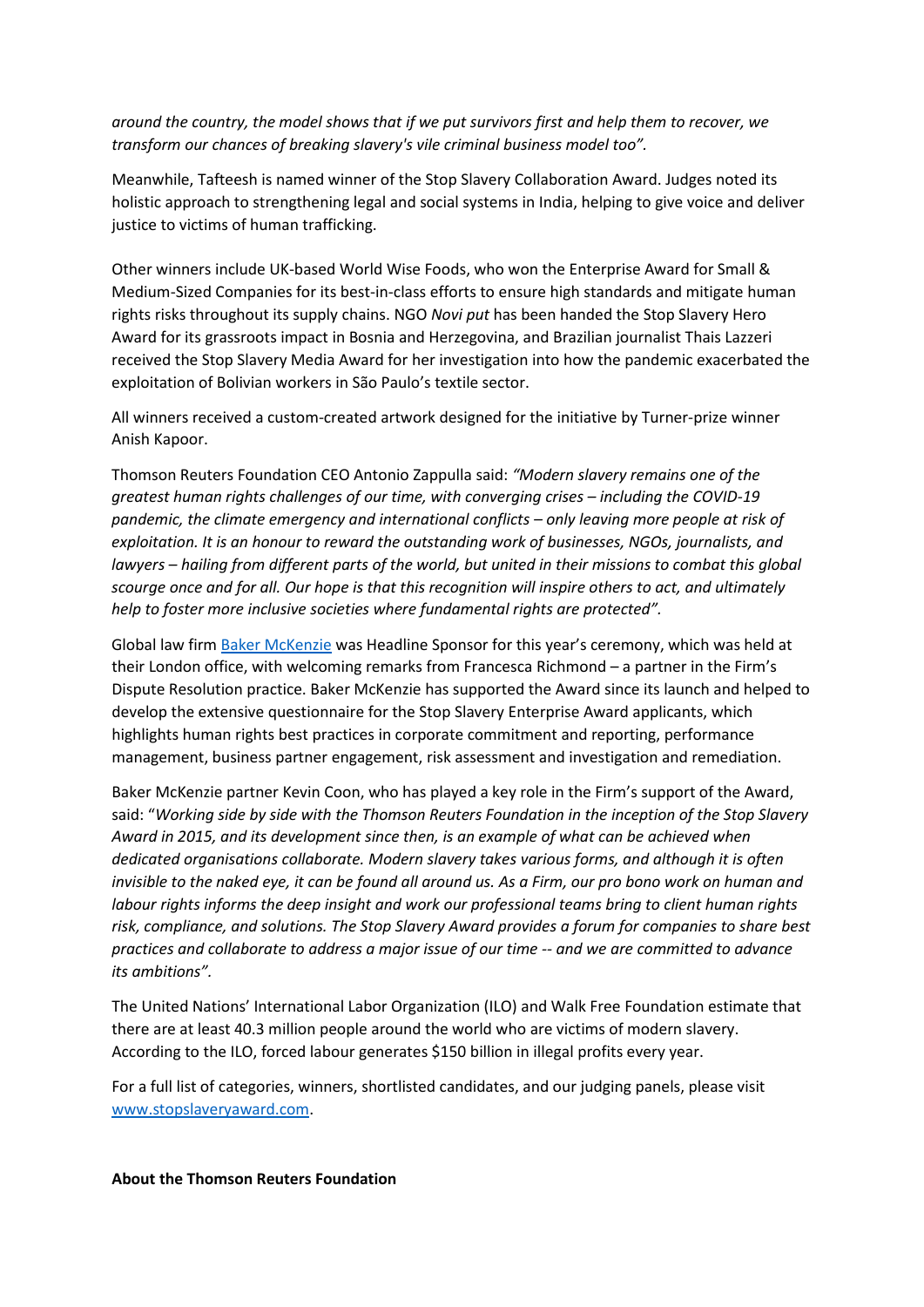*around the country, the model shows that if we put survivors first and help them to recover, we transform our chances of breaking slavery's vile criminal business model too".*

Meanwhile, Tafteesh is named winner of the Stop Slavery Collaboration Award. Judges noted its holistic approach to strengthening legal and social systems in India, helping to give voice and deliver justice to victims of human trafficking.

Other winners include UK-based World Wise Foods, who won the Enterprise Award for Small & Medium-Sized Companies for its best-in-class efforts to ensure high standards and mitigate human rights risks throughout its supply chains. NGO *Novi put* has been handed the Stop Slavery Hero Award for its grassroots impact in Bosnia and Herzegovina, and Brazilian journalist Thais Lazzeri received the Stop Slavery Media Award for her investigation into how the pandemic exacerbated the exploitation of Bolivian workers in São Paulo's textile sector.

All winners received a custom-created artwork designed for the initiative by Turner-prize winner Anish Kapoor.

Thomson Reuters Foundation CEO Antonio Zappulla said: *"Modern slavery remains one of the greatest human rights challenges of our time, with converging crises – including the COVID-19 pandemic, the climate emergency and international conflicts – only leaving more people at risk of exploitation. It is an honour to reward the outstanding work of businesses, NGOs, journalists, and lawyers – hailing from different parts of the world, but united in their missions to combat this global scourge once and for all. Our hope is that this recognition will inspire others to act, and ultimately help to foster more inclusive societies where fundamental rights are protected".*

Global law firm [Baker McKenzie]() was Headline Sponsor for this year's ceremony, which was held at their London office, with welcoming remarks from Francesca Richmond – a partner in the Firm's Dispute Resolution practice. Baker McKenzie has supported the Award since its launch and helped to develop the extensive questionnaire for the Stop Slavery Enterprise Award applicants, which highlights human rights best practices in corporate commitment and reporting, performance management, business partner engagement, risk assessment and investigation and remediation.

Baker McKenzie partner Kevin Coon, who has played a key role in the Firm's support of the Award, said: "*Working side by side with the Thomson Reuters Foundation in the inception of the Stop Slavery Award in 2015, and its development since then, is an example of what can be achieved when dedicated organisations collaborate. Modern slavery takes various forms, and although it is often invisible to the naked eye, it can be found all around us. As a Firm, our pro bono work on human and labour rights informs the deep insight and work our professional teams bring to client human rights risk, compliance, and solutions. The Stop Slavery Award provides a forum for companies to share best practices and collaborate to address a major issue of our time -- and we are committed to advance its ambitions".*

The United Nations' International Labor Organization (ILO) and Walk Free Foundation estimate that there are at least 40.3 million people around the world who are victims of modern slavery. According to the ILO, forced labour generates $150 billion in illegal profits every year.

For a full list of categories, winners, shortlisted candidates, and our judging panels, please visit [www.stopslaveryaward.com]().

**About the Thomson Reuters Foundation**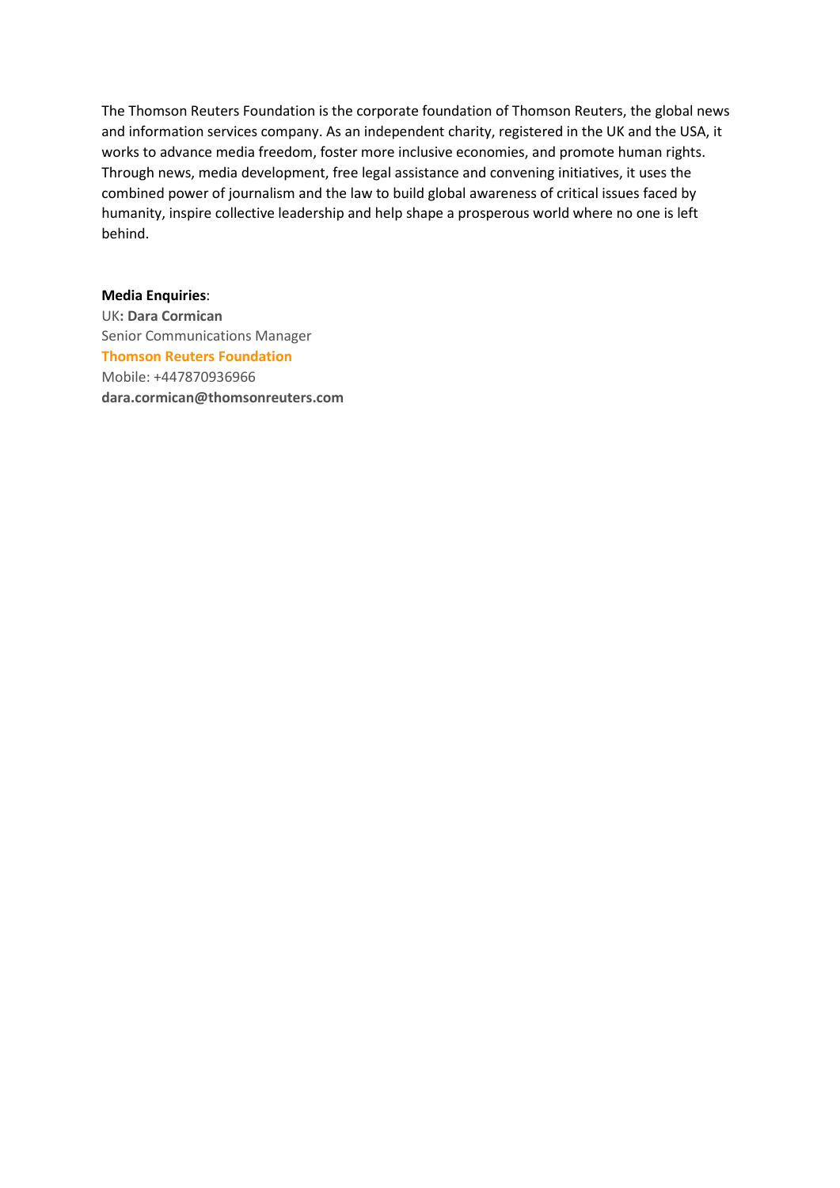The Thomson Reuters Foundation is the corporate foundation of Thomson Reuters, the global news and information services company. As an independent charity, registered in the UK and the USA, it works to advance media freedom, foster more inclusive economies, and promote human rights. Through news, media development, free legal assistance and convening initiatives, it uses the combined power of journalism and the law to build global awareness of critical issues faced by humanity, inspire collective leadership and help shape a prosperous world where no one is left behind.

**Media Enquiries**:
UK**: Dara Cormican**
Senior Communications Manager
**Thomson Reuters Foundation**
Mobile: +447870936966
**dara.cormican@thomsonreuters.com**